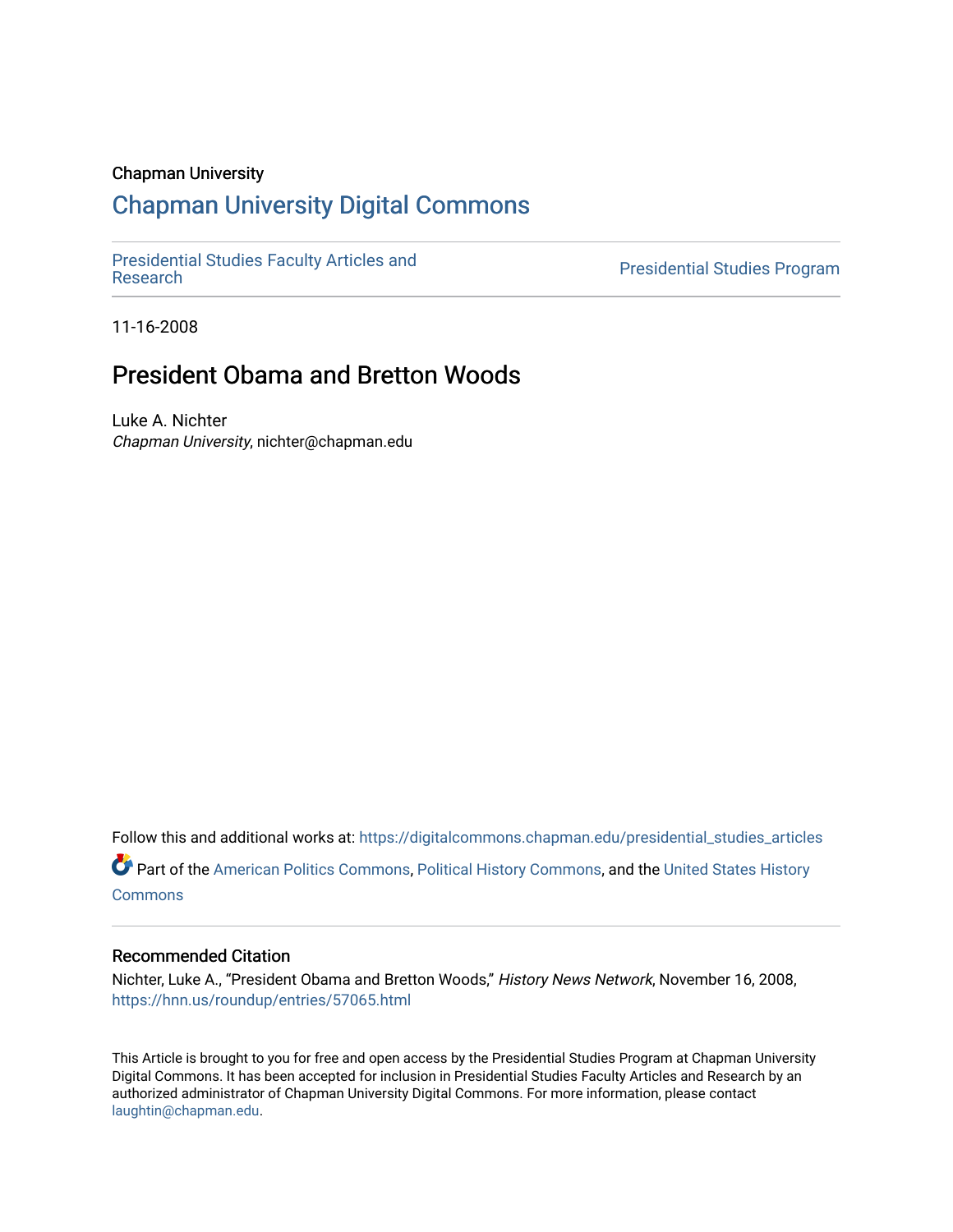Chapman University

## Chapman University Digital Commons

Presidential Studies Faculty Articles and Research

Presidential Studies Program

11-16-2008

# President Obama and Bretton Woods

Luke A. Nichter
*Chapman University*, nichter@chapman.edu

Follow this and additional works at: https://digitalcommons.chapman.edu/presidential_studies_articles

Part of the American Politics Commons, Political History Commons, and the United States History Commons

### Recommended Citation

Nichter, Luke A., "President Obama and Bretton Woods," *History News Network*, November 16, 2008, https://hnn.us/roundup/entries/57065.html

This Article is brought to you for free and open access by the Presidential Studies Program at Chapman University Digital Commons. It has been accepted for inclusion in Presidential Studies Faculty Articles and Research by an authorized administrator of Chapman University Digital Commons. For more information, please contact laughtin@chapman.edu.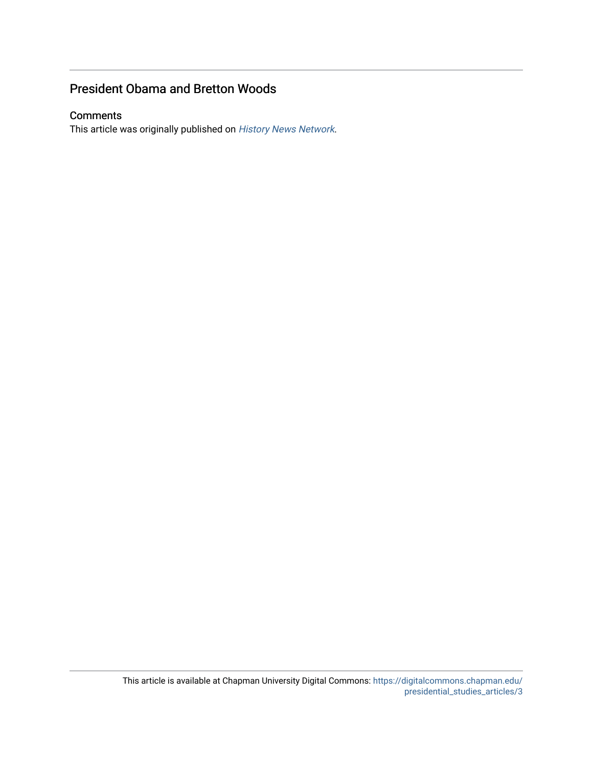## President Obama and Bretton Woods

### Comments

This article was originally published on *History News Network*.

This article is available at Chapman University Digital Commons: https://digitalcommons.chapman.edu/presidential_studies_articles/3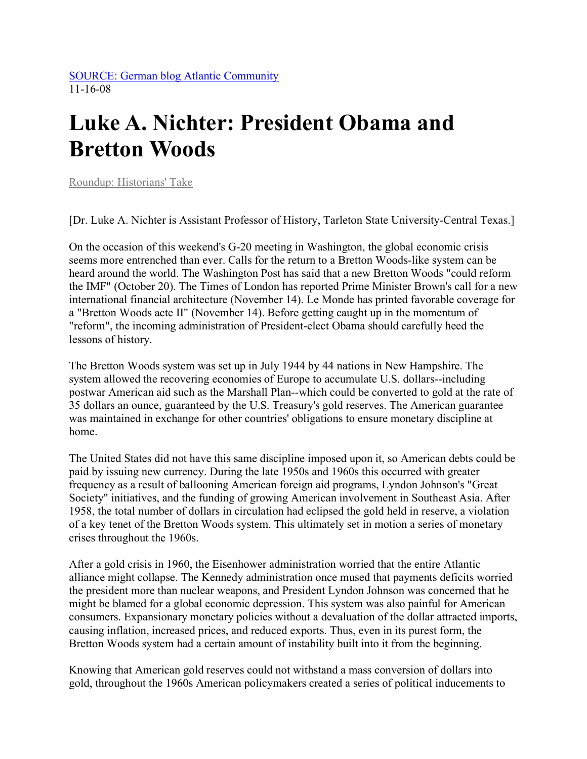SOURCE: German blog Atlantic Community
11-16-08

# Luke A. Nichter: President Obama and Bretton Woods

Roundup: Historians' Take

[Dr. Luke A. Nichter is Assistant Professor of History, Tarleton State University-Central Texas.]

On the occasion of this weekend's G-20 meeting in Washington, the global economic crisis seems more entrenched than ever. Calls for the return to a Bretton Woods-like system can be heard around the world. The Washington Post has said that a new Bretton Woods "could reform the IMF" (October 20). The Times of London has reported Prime Minister Brown's call for a new international financial architecture (November 14). Le Monde has printed favorable coverage for a "Bretton Woods acte II" (November 14). Before getting caught up in the momentum of "reform", the incoming administration of President-elect Obama should carefully heed the lessons of history.

The Bretton Woods system was set up in July 1944 by 44 nations in New Hampshire. The system allowed the recovering economies of Europe to accumulate U.S. dollars--including postwar American aid such as the Marshall Plan--which could be converted to gold at the rate of 35 dollars an ounce, guaranteed by the U.S. Treasury's gold reserves. The American guarantee was maintained in exchange for other countries' obligations to ensure monetary discipline at home.

The United States did not have this same discipline imposed upon it, so American debts could be paid by issuing new currency. During the late 1950s and 1960s this occurred with greater frequency as a result of ballooning American foreign aid programs, Lyndon Johnson's "Great Society" initiatives, and the funding of growing American involvement in Southeast Asia. After 1958, the total number of dollars in circulation had eclipsed the gold held in reserve, a violation of a key tenet of the Bretton Woods system. This ultimately set in motion a series of monetary crises throughout the 1960s.

After a gold crisis in 1960, the Eisenhower administration worried that the entire Atlantic alliance might collapse. The Kennedy administration once mused that payments deficits worried the president more than nuclear weapons, and President Lyndon Johnson was concerned that he might be blamed for a global economic depression. This system was also painful for American consumers. Expansionary monetary policies without a devaluation of the dollar attracted imports, causing inflation, increased prices, and reduced exports. Thus, even in its purest form, the Bretton Woods system had a certain amount of instability built into it from the beginning.

Knowing that American gold reserves could not withstand a mass conversion of dollars into gold, throughout the 1960s American policymakers created a series of political inducements to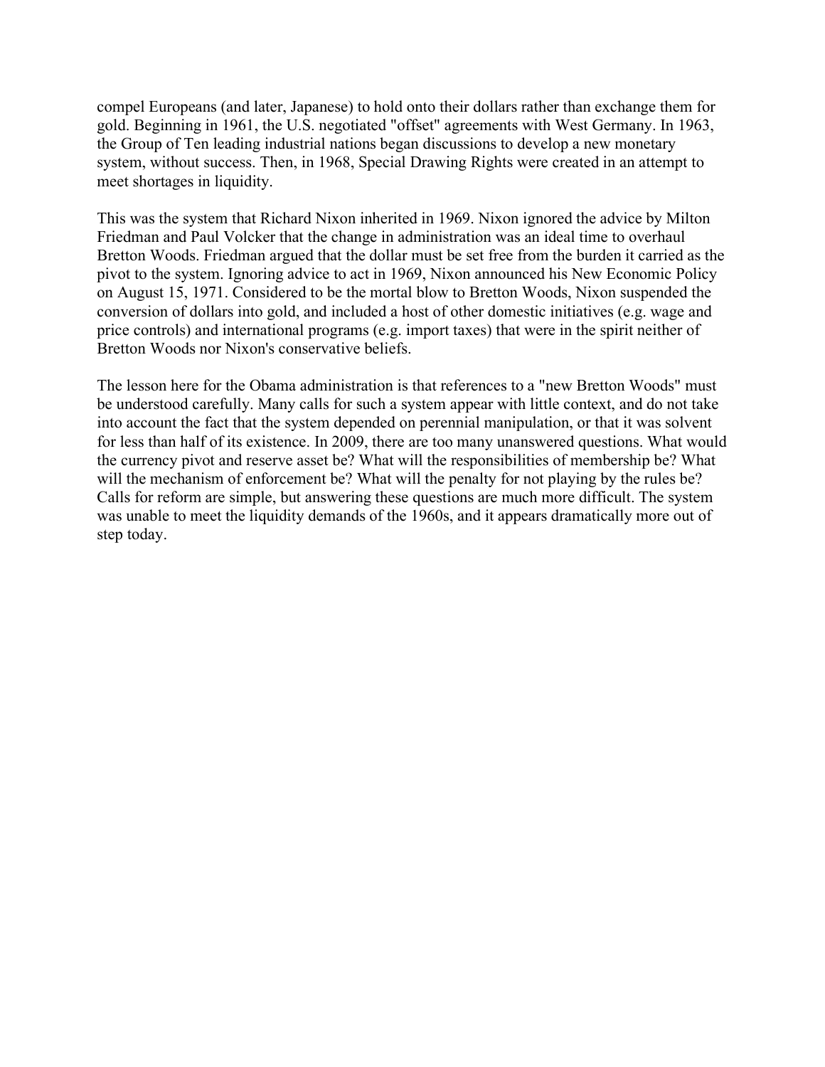compel Europeans (and later, Japanese) to hold onto their dollars rather than exchange them for gold. Beginning in 1961, the U.S. negotiated "offset" agreements with West Germany. In 1963, the Group of Ten leading industrial nations began discussions to develop a new monetary system, without success. Then, in 1968, Special Drawing Rights were created in an attempt to meet shortages in liquidity.

This was the system that Richard Nixon inherited in 1969. Nixon ignored the advice by Milton Friedman and Paul Volcker that the change in administration was an ideal time to overhaul Bretton Woods. Friedman argued that the dollar must be set free from the burden it carried as the pivot to the system. Ignoring advice to act in 1969, Nixon announced his New Economic Policy on August 15, 1971. Considered to be the mortal blow to Bretton Woods, Nixon suspended the conversion of dollars into gold, and included a host of other domestic initiatives (e.g. wage and price controls) and international programs (e.g. import taxes) that were in the spirit neither of Bretton Woods nor Nixon's conservative beliefs.

The lesson here for the Obama administration is that references to a "new Bretton Woods" must be understood carefully. Many calls for such a system appear with little context, and do not take into account the fact that the system depended on perennial manipulation, or that it was solvent for less than half of its existence. In 2009, there are too many unanswered questions. What would the currency pivot and reserve asset be? What will the responsibilities of membership be? What will the mechanism of enforcement be? What will the penalty for not playing by the rules be? Calls for reform are simple, but answering these questions are much more difficult. The system was unable to meet the liquidity demands of the 1960s, and it appears dramatically more out of step today.